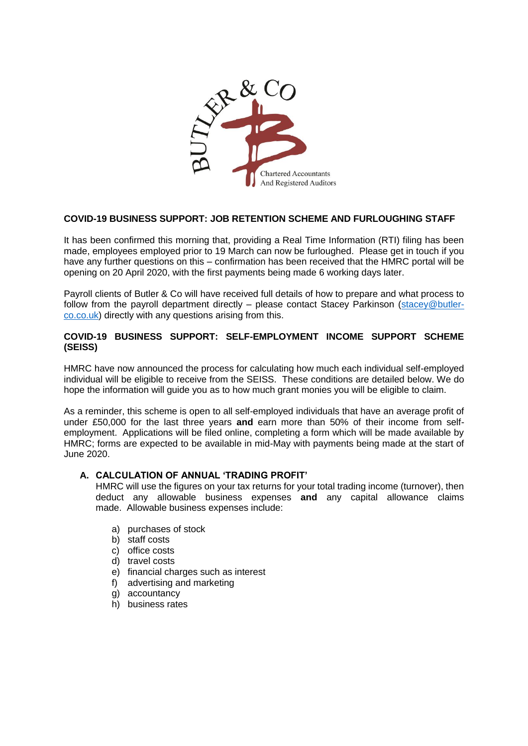## COVID-19 BUSINESS SUPPORT: JOB RETENTION SCHEME AND FURLOUGHING STAFF

It has been confirmed this morning that, providing a Real Time Information (RTI) filing has been made, employees employed prior to 19 March can now be furloughed. Please get in touch if you have any further questions on this – confirmation has been received that the HMRC portal will be opening on 20 April 2020, with the first payments being made 6 working days later.

Payroll clients of Butler & Co will have received full details of how to prepare and what process to follow from the payroll department directly – please contact Stacey Parkinson (stacey@butler-co.co.uk) directly with any questions arising from this.

## COVID-19 BUSINESS SUPPORT: SELF-EMPLOYMENT INCOME SUPPORT SCHEME (SEISS)

HMRC have now announced the process for calculating how much each individual self-employed individual will be eligible to receive from the SEISS. These conditions are detailed below. We do hope the information will guide you as to how much grant monies you will be eligible to claim.

As a reminder, this scheme is open to all self-employed individuals that have an average profit of under £50,000 for the last three years **and** earn more than 50% of their income from self-employment. Applications will be filed online, completing a form which will be made available by HMRC; forms are expected to be available in mid-May with payments being made at the start of June 2020.

### A. CALCULATION OF ANNUAL 'TRADING PROFIT'

HMRC will use the figures on your tax returns for your total trading income (turnover), then deduct any allowable business expenses **and** any capital allowance claims made. Allowable business expenses include:

a) purchases of stock
b) staff costs
c) office costs
d) travel costs
e) financial charges such as interest
f) advertising and marketing
g) accountancy
h) business rates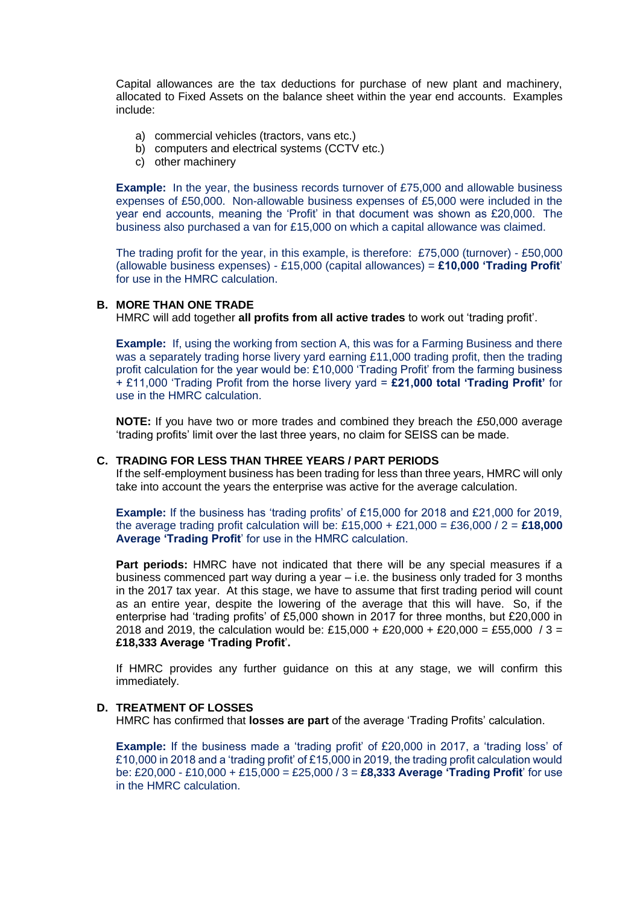Capital allowances are the tax deductions for purchase of new plant and machinery, allocated to Fixed Assets on the balance sheet within the year end accounts. Examples include:

a) commercial vehicles (tractors, vans etc.)
b) computers and electrical systems (CCTV etc.)
c) other machinery

**Example:** In the year, the business records turnover of £75,000 and allowable business expenses of £50,000. Non-allowable business expenses of £5,000 were included in the year end accounts, meaning the 'Profit' in that document was shown as £20,000. The business also purchased a van for £15,000 on which a capital allowance was claimed.

The trading profit for the year, in this example, is therefore: £75,000 (turnover) - £50,000 (allowable business expenses) - £15,000 (capital allowances) = **£10,000 'Trading Profit**' for use in the HMRC calculation.

## B. MORE THAN ONE TRADE

HMRC will add together **all profits from all active trades** to work out 'trading profit'.

**Example:** If, using the working from section A, this was for a Farming Business and there was a separately trading horse livery yard earning £11,000 trading profit, then the trading profit calculation for the year would be: £10,000 'Trading Profit' from the farming business + £11,000 'Trading Profit from the horse livery yard = **£21,000 total 'Trading Profit'** for use in the HMRC calculation.

**NOTE:** If you have two or more trades and combined they breach the £50,000 average 'trading profits' limit over the last three years, no claim for SEISS can be made.

## C. TRADING FOR LESS THAN THREE YEARS / PART PERIODS

If the self-employment business has been trading for less than three years, HMRC will only take into account the years the enterprise was active for the average calculation.

**Example:** If the business has 'trading profits' of £15,000 for 2018 and £21,000 for 2019, the average trading profit calculation will be: £15,000 + £21,000 = £36,000 / 2 = **£18,000 Average 'Trading Profit**' for use in the HMRC calculation.

**Part periods:** HMRC have not indicated that there will be any special measures if a business commenced part way during a year – i.e. the business only traded for 3 months in the 2017 tax year. At this stage, we have to assume that first trading period will count as an entire year, despite the lowering of the average that this will have. So, if the enterprise had 'trading profits' of £5,000 shown in 2017 for three months, but £20,000 in 2018 and 2019, the calculation would be: £15,000 + £20,000 + £20,000 = £55,000 / 3 = **£18,333 Average 'Trading Profit**'**.**

If HMRC provides any further guidance on this at any stage, we will confirm this immediately.

## D. TREATMENT OF LOSSES

HMRC has confirmed that **losses are part** of the average 'Trading Profits' calculation.

**Example:** If the business made a 'trading profit' of £20,000 in 2017, a 'trading loss' of £10,000 in 2018 and a 'trading profit' of £15,000 in 2019, the trading profit calculation would be: £20,000 - £10,000 + £15,000 = £25,000 / 3 = **£8,333 Average 'Trading Profit**' for use in the HMRC calculation.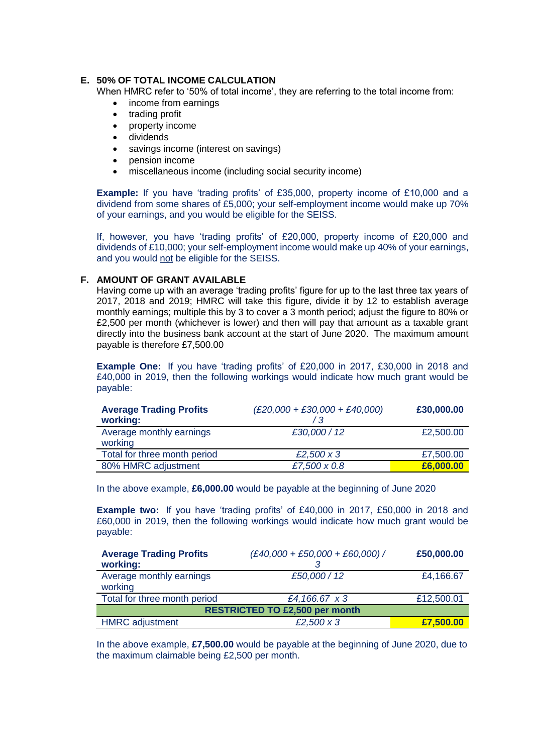## E. 50% OF TOTAL INCOME CALCULATION

When HMRC refer to '50% of total income', they are referring to the total income from:

- income from earnings
- trading profit
- property income
- dividends
- savings income (interest on savings)
- pension income
- miscellaneous income (including social security income)

**Example:** If you have 'trading profits' of £35,000, property income of £10,000 and a dividend from some shares of £5,000; your self-employment income would make up 70% of your earnings, and you would be eligible for the SEISS.

If, however, you have 'trading profits' of £20,000, property income of £20,000 and dividends of £10,000; your self-employment income would make up 40% of your earnings, and you would not be eligible for the SEISS.

## F. AMOUNT OF GRANT AVAILABLE

Having come up with an average 'trading profits' figure for up to the last three tax years of 2017, 2018 and 2019; HMRC will take this figure, divide it by 12 to establish average monthly earnings; multiple this by 3 to cover a 3 month period; adjust the figure to 80% or £2,500 per month (whichever is lower) and then will pay that amount as a taxable grant directly into the business bank account at the start of June 2020. The maximum amount payable is therefore £7,500.00

**Example One:** If you have 'trading profits' of £20,000 in 2017, £30,000 in 2018 and £40,000 in 2019, then the following workings would indicate how much grant would be payable:

| **Average Trading Profits working:** | *(£20,000 + £30,000 + £40,000) / 3* | **£30,000.00** |
|---|---|---|
| Average monthly earnings working | *£30,000 / 12* | £2,500.00 |
| Total for three month period | *£2,500 x 3* | £7,500.00 |
| 80% HMRC adjustment | *£7,500 x 0.8* | **£6,000.00** |

In the above example, **£6,000.00** would be payable at the beginning of June 2020

**Example two:** If you have 'trading profits' of £40,000 in 2017, £50,000 in 2018 and £60,000 in 2019, then the following workings would indicate how much grant would be payable:

| **Average Trading Profits working:** | *(£40,000 + £50,000 + £60,000) / 3* | **£50,000.00** |
|---|---|---|
| Average monthly earnings working | *£50,000 / 12* | £4,166.67 |
| Total for three month period | *£4,166.67 x 3* | £12,500.01 |
| | **RESTRICTED TO £2,500 per month** | |
| HMRC adjustment | *£2,500 x 3* | **£7,500.00** |

In the above example, **£7,500.00** would be payable at the beginning of June 2020, due to the maximum claimable being £2,500 per month.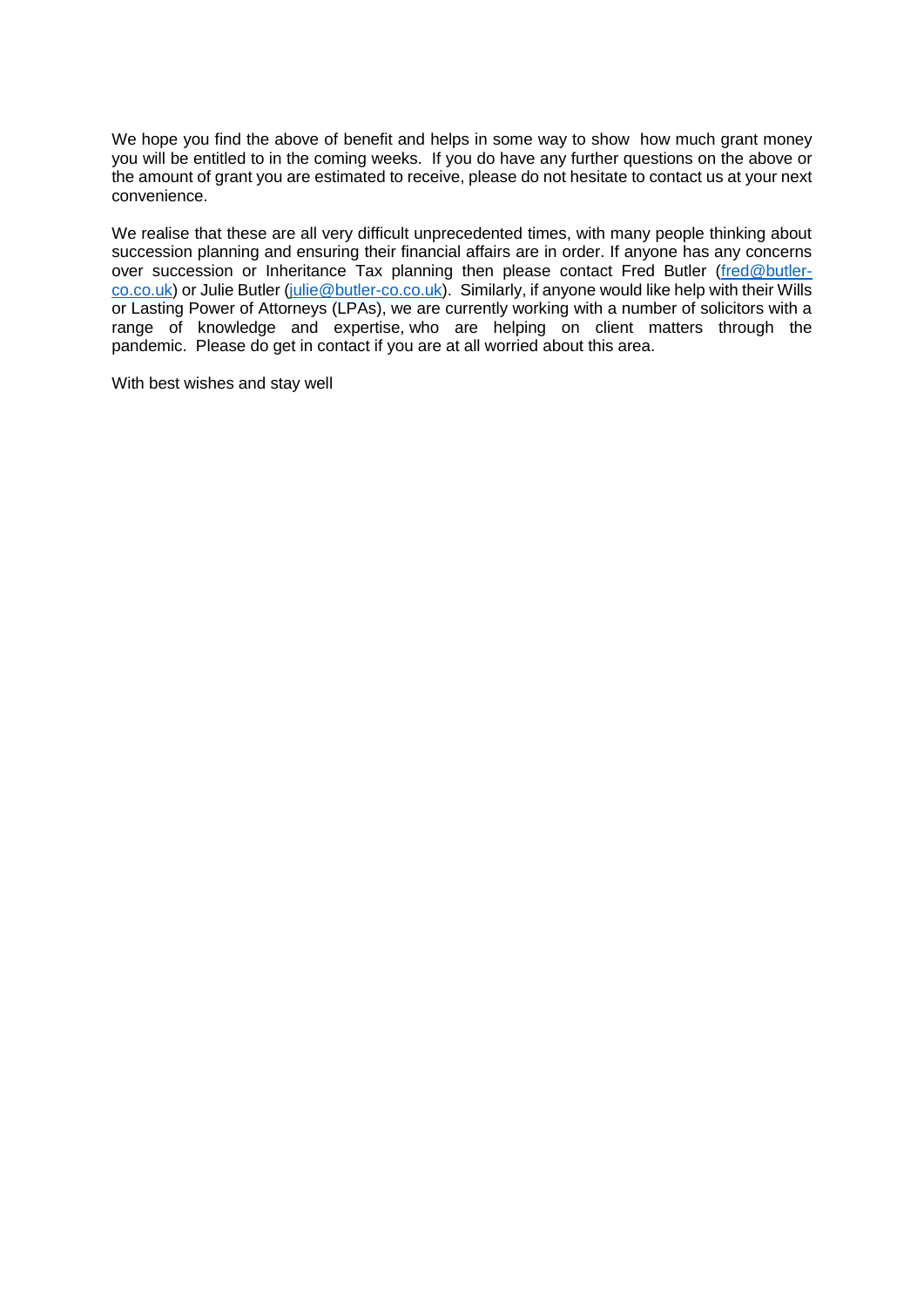We hope you find the above of benefit and helps in some way to show how much grant money you will be entitled to in the coming weeks. If you do have any further questions on the above or the amount of grant you are estimated to receive, please do not hesitate to contact us at your next convenience.

We realise that these are all very difficult unprecedented times, with many people thinking about succession planning and ensuring their financial affairs are in order. If anyone has any concerns over succession or Inheritance Tax planning then please contact Fred Butler (fred@butler-co.co.uk) or Julie Butler (julie@butler-co.co.uk). Similarly, if anyone would like help with their Wills or Lasting Power of Attorneys (LPAs), we are currently working with a number of solicitors with a range of knowledge and expertise, who are helping on client matters through the pandemic. Please do get in contact if you are at all worried about this area.

With best wishes and stay well